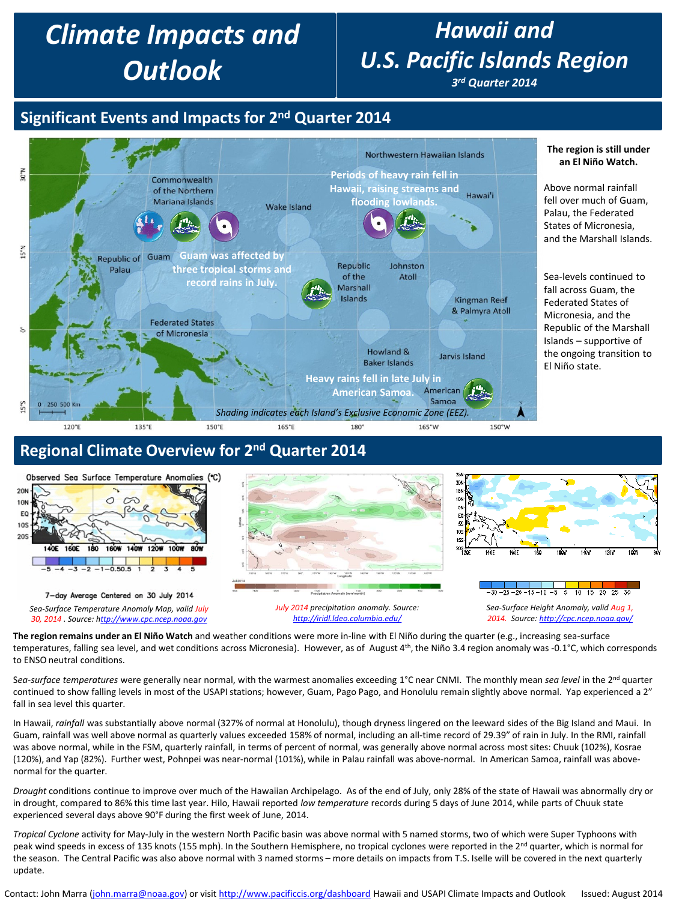# Climate Impacts and Outlook

# Hawaii and U.S. Pacific Islands Region

*3rd Quarter 2014*

## Significant Events and Impacts for 2nd Quarter 2014

Periods of heavy rain fell in Hawaii, raising streams and flooding lowlands.

Guam was affected by three tropical storms and record rains in July.

Heavy rains fell in late July in American Samoa.

*Shading indicates each Island's Exclusive Economic Zone (EEZ).*

**The region is still under an El Niño Watch.**

Above normal rainfall fell over much of Guam, Palau, the Federated States of Micronesia, and the Marshall Islands.

Sea-levels continued to fall across Guam, the Federated States of Micronesia, and the Republic of the Marshall Islands – supportive of the ongoing transition to El Niño state.

## Regional Climate Overview for 2nd Quarter 2014

*Sea-Surface Temperature Anomaly Map, valid July 30, 2014. Source: http://www.cpc.ncep.noaa.gov*

*July 2014 precipitation anomaly. Source: http://iridl.ldeo.columbia.edu/*

*Sea-Surface Height Anomaly, valid Aug 1, 2014. Source: http://cpc.ncep.noaa.gov/*

**The region remains under an El Niño Watch** and weather conditions were more in-line with El Niño during the quarter (e.g., increasing sea-surface temperatures, falling sea level, and wet conditions across Micronesia). However, as of August 4th, the Niño 3.4 region anomaly was -0.1°C, which corresponds to ENSO neutral conditions.

*Sea-surface temperatures* were generally near normal, with the warmest anomalies exceeding 1°C near CNMI. The monthly mean *sea level* in the 2nd quarter continued to show falling levels in most of the USAPI stations; however, Guam, Pago Pago, and Honolulu remain slightly above normal. Yap experienced a 2" fall in sea level this quarter.

In Hawaii, *rainfall* was substantially above normal (327% of normal at Honolulu), though dryness lingered on the leeward sides of the Big Island and Maui. In Guam, rainfall was well above normal as quarterly values exceeded 158% of normal, including an all-time record of 29.39" of rain in July. In the RMI, rainfall was above normal, while in the FSM, quarterly rainfall, in terms of percent of normal, was generally above normal across most sites: Chuuk (102%), Kosrae (120%), and Yap (82%). Further west, Pohnpei was near-normal (101%), while in Palau rainfall was above-normal. In American Samoa, rainfall was above-normal for the quarter.

*Drought* conditions continue to improve over much of the Hawaiian Archipelago. As of the end of July, only 28% of the state of Hawaii was abnormally dry or in drought, compared to 86% this time last year. Hilo, Hawaii reported *low temperature* records during 5 days of June 2014, while parts of Chuuk state experienced several days above 90°F during the first week of June, 2014.

*Tropical Cyclone* activity for May-July in the western North Pacific basin was above normal with 5 named storms, two of which were Super Typhoons with peak wind speeds in excess of 135 knots (155 mph). In the Southern Hemisphere, no tropical cyclones were reported in the 2nd quarter, which is normal for the season. The Central Pacific was also above normal with 3 named storms – more details on impacts from T.S. Iselle will be covered in the next quarterly update.

Contact: John Marra (john.marra@noaa.gov) or visit http://www.pacificcis.org/dashboard Hawaii and USAPI Climate Impacts and Outlook Issued: August 2014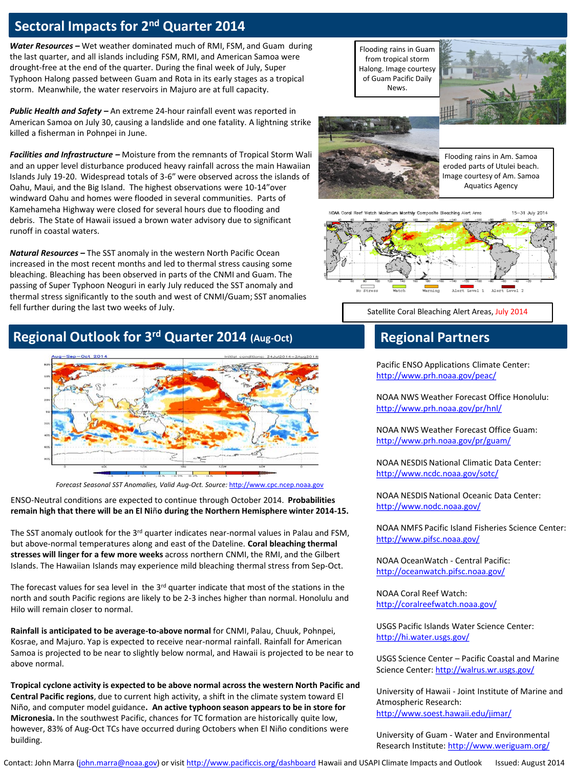## Sectoral Impacts for 2nd Quarter 2014

***Water Resources –*** Wet weather dominated much of RMI, FSM, and Guam during the last quarter, and all islands including FSM, RMI, and American Samoa were drought-free at the end of the quarter. During the final week of July, Super Typhoon Halong passed between Guam and Rota in its early stages as a tropical storm. Meanwhile, the water reservoirs in Majuro are at full capacity.

***Public Health and Safety –*** An extreme 24-hour rainfall event was reported in American Samoa on July 30, causing a landslide and one fatality. A lightning strike killed a fisherman in Pohnpei in June.

***Facilities and Infrastructure –*** Moisture from the remnants of Tropical Storm Wali and an upper level disturbance produced heavy rainfall across the main Hawaiian Islands July 19-20. Widespread totals of 3-6" were observed across the islands of Oahu, Maui, and the Big Island. The highest observations were 10-14"over windward Oahu and homes were flooded in several communities. Parts of Kamehameha Highway were closed for several hours due to flooding and debris. The State of Hawaii issued a brown water advisory due to significant runoff in coastal waters.

***Natural Resources –*** The SST anomaly in the western North Pacific Ocean increased in the most recent months and led to thermal stress causing some bleaching. Bleaching has been observed in parts of the CNMI and Guam. The passing of Super Typhoon Neoguri in early July reduced the SST anomaly and thermal stress significantly to the south and west of CNMI/Guam; SST anomalies fell further during the last two weeks of July.

Flooding rains in Guam from tropical storm Halong. Image courtesy of Guam Pacific Daily News.

Flooding rains in Am. Samoa eroded parts of Utulei beach. Image courtesy of Am. Samoa Aquatics Agency

NOAA Coral Reef Watch Maximum Monthly Composite Bleaching Alert Area 15–31 July 2014

No Stress Watch Warning Alert Level 1 Alert Level 2

Satellite Coral Bleaching Alert Areas, July 2014

## Regional Outlook for 3rd Quarter 2014 (Aug-Oct)

Aug–Sep–Oct 2014 Initial conditions: 24Jul2014–2Aug2014

*Forecast Seasonal SST Anomalies, Valid Aug-Oct. Source:* http://www.cpc.ncep.noaa.gov

ENSO-Neutral conditions are expected to continue through October 2014. **Probabilities remain high that there will be an El Niño during the Northern Hemisphere winter 2014-15.**

The SST anomaly outlook for the 3rd quarter indicates near-normal values in Palau and FSM, but above-normal temperatures along and east of the Dateline. **Coral bleaching thermal stresses will linger for a few more weeks** across northern CNMI, the RMI, and the Gilbert Islands. The Hawaiian Islands may experience mild bleaching thermal stress from Sep-Oct.

The forecast values for sea level in the 3rd quarter indicate that most of the stations in the north and south Pacific regions are likely to be 2-3 inches higher than normal. Honolulu and Hilo will remain closer to normal.

**Rainfall is anticipated to be average-to-above normal** for CNMI, Palau, Chuuk, Pohnpei, Kosrae, and Majuro. Yap is expected to receive near-normal rainfall. Rainfall for American Samoa is projected to be near to slightly below normal, and Hawaii is projected to be near to above normal.

**Tropical cyclone activity is expected to be above normal across the western North Pacific and Central Pacific regions**, due to current high activity, a shift in the climate system toward El Niño, and computer model guidance**. An active typhoon season appears to be in store for Micronesia.** In the southwest Pacific, chances for TC formation are historically quite low, however, 83% of Aug-Oct TCs have occurred during Octobers when El Niño conditions were building.

## Regional Partners

Pacific ENSO Applications Climate Center:
http://www.prh.noaa.gov/peac/

NOAA NWS Weather Forecast Office Honolulu:
http://www.prh.noaa.gov/pr/hnl/

NOAA NWS Weather Forecast Office Guam:
http://www.prh.noaa.gov/pr/guam/

NOAA NESDIS National Climatic Data Center:
http://www.ncdc.noaa.gov/sotc/

NOAA NESDIS National Oceanic Data Center:
http://www.nodc.noaa.gov/

NOAA NMFS Pacific Island Fisheries Science Center:
http://www.pifsc.noaa.gov/

NOAA OceanWatch - Central Pacific:
http://oceanwatch.pifsc.noaa.gov/

NOAA Coral Reef Watch:
http://coralreefwatch.noaa.gov/

USGS Pacific Islands Water Science Center:
http://hi.water.usgs.gov/

USGS Science Center – Pacific Coastal and Marine Science Center: http://walrus.wr.usgs.gov/

University of Hawaii - Joint Institute of Marine and Atmospheric Research:
http://www.soest.hawaii.edu/jimar/

University of Guam - Water and Environmental Research Institute: http://www.weriguam.org/

Contact: John Marra (john.marra@noaa.gov) or visit http://www.pacificcis.org/dashboard Hawaii and USAPI Climate Impacts and Outlook Issued: August 2014